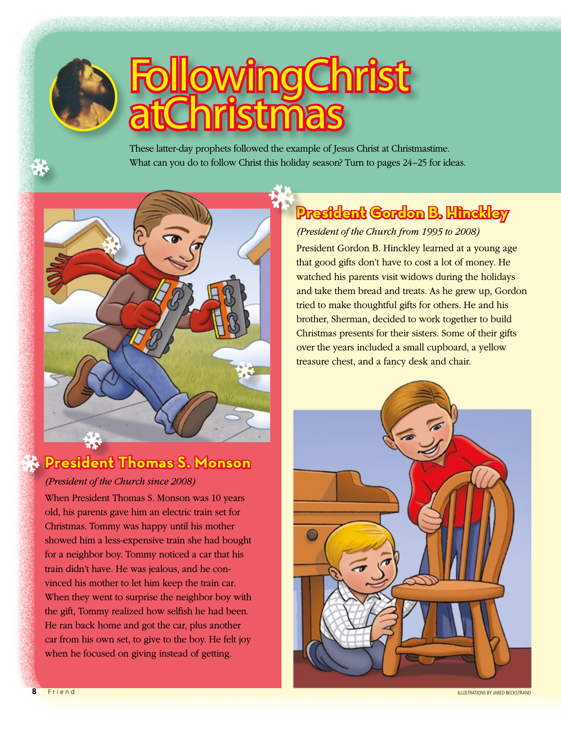# Following Christ at Christmas

These latter-day prophets followed the example of Jesus Christ at Christmastime. What can you do to follow Christ this holiday season? Turn to pages 24–25 for ideas.

## President Thomas S. Monson

*(President of the Church since 2008)*

When President Thomas S. Monson was 10 years old, his parents gave him an electric train set for Christmas. Tommy was happy until his mother showed him a less-expensive train she had bought for a neighbor boy. Tommy noticed a car that his train didn't have. He was jealous, and he convinced his mother to let him keep the train car. When they went to surprise the neighbor boy with the gift, Tommy realized how selfish he had been. He ran back home and got the car, plus another car from his own set, to give to the boy. He felt joy when he focused on giving instead of getting.

## President Gordon B. Hinckley

*(President of the Church from 1995 to 2008)*

President Gordon B. Hinckley learned at a young age that good gifts don't have to cost a lot of money. He watched his parents visit widows during the holidays and take them bread and treats. As he grew up, Gordon tried to make thoughtful gifts for others. He and his brother, Sherman, decided to work together to build Christmas presents for their sisters. Some of their gifts over the years included a small cupboard, a yellow treasure chest, and a fancy desk and chair.

ILLUSTRATIONS BY JARED BECKSTRAND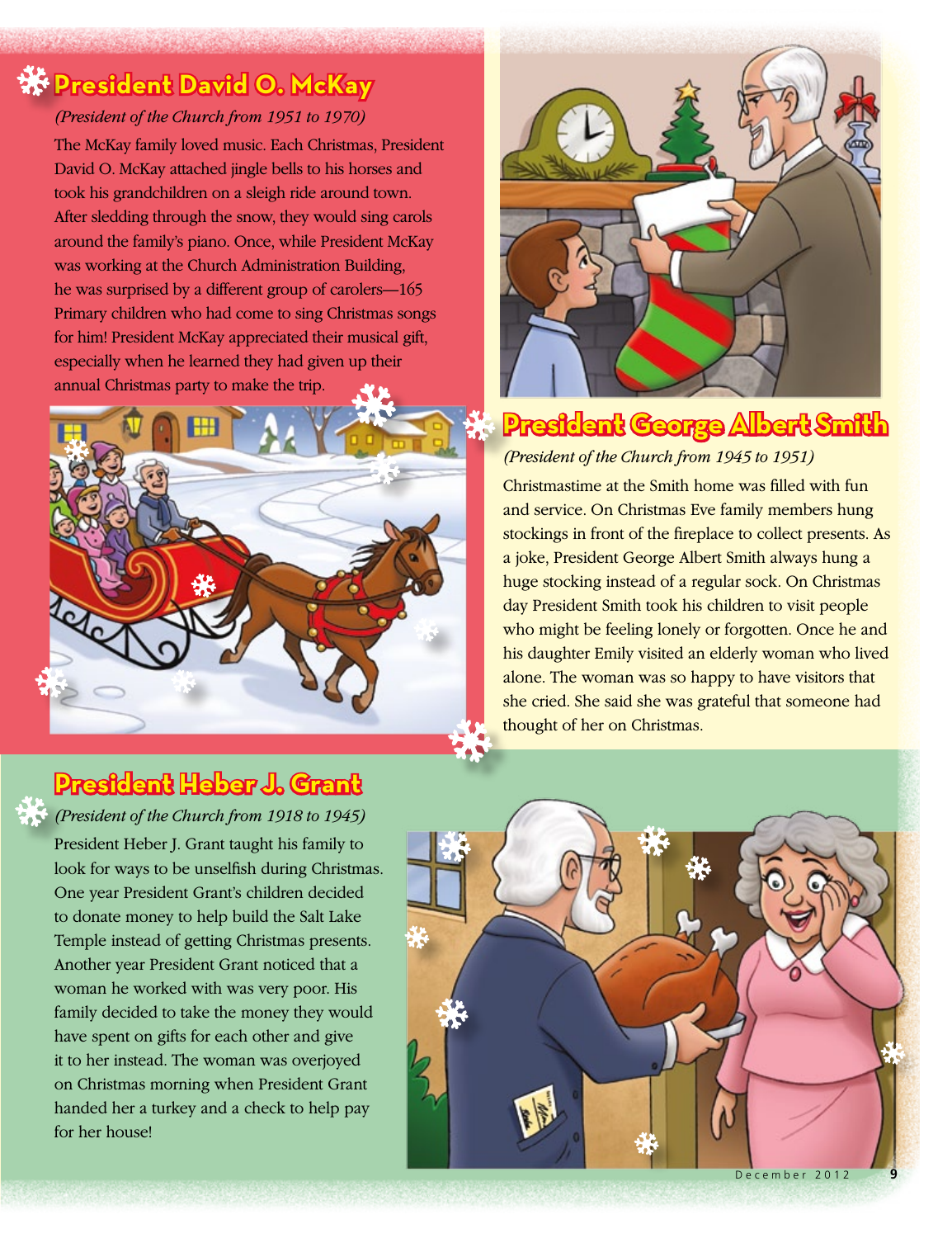## President David O. McKay

*(President of the Church from 1951 to 1970)*

The McKay family loved music. Each Christmas, President David O. McKay attached jingle bells to his horses and took his grandchildren on a sleigh ride around town. After sledding through the snow, they would sing carols around the family's piano. Once, while President McKay was working at the Church Administration Building, he was surprised by a different group of carolers—165 Primary children who had come to sing Christmas songs for him! President McKay appreciated their musical gift, especially when he learned they had given up their annual Christmas party to make the trip.

## President George Albert Smith

*(President of the Church from 1945 to 1951)*

Christmastime at the Smith home was filled with fun and service. On Christmas Eve family members hung stockings in front of the fireplace to collect presents. As a joke, President George Albert Smith always hung a huge stocking instead of a regular sock. On Christmas day President Smith took his children to visit people who might be feeling lonely or forgotten. Once he and his daughter Emily visited an elderly woman who lived alone. The woman was so happy to have visitors that she cried. She said she was grateful that someone had thought of her on Christmas.

## President Heber J. Grant

*(President of the Church from 1918 to 1945)*

President Heber J. Grant taught his family to look for ways to be unselfish during Christmas. One year President Grant's children decided to donate money to help build the Salt Lake Temple instead of getting Christmas presents. Another year President Grant noticed that a woman he worked with was very poor. His family decided to take the money they would have spent on gifts for each other and give it to her instead. The woman was overjoyed on Christmas morning when President Grant handed her a turkey and a check to help pay for her house!